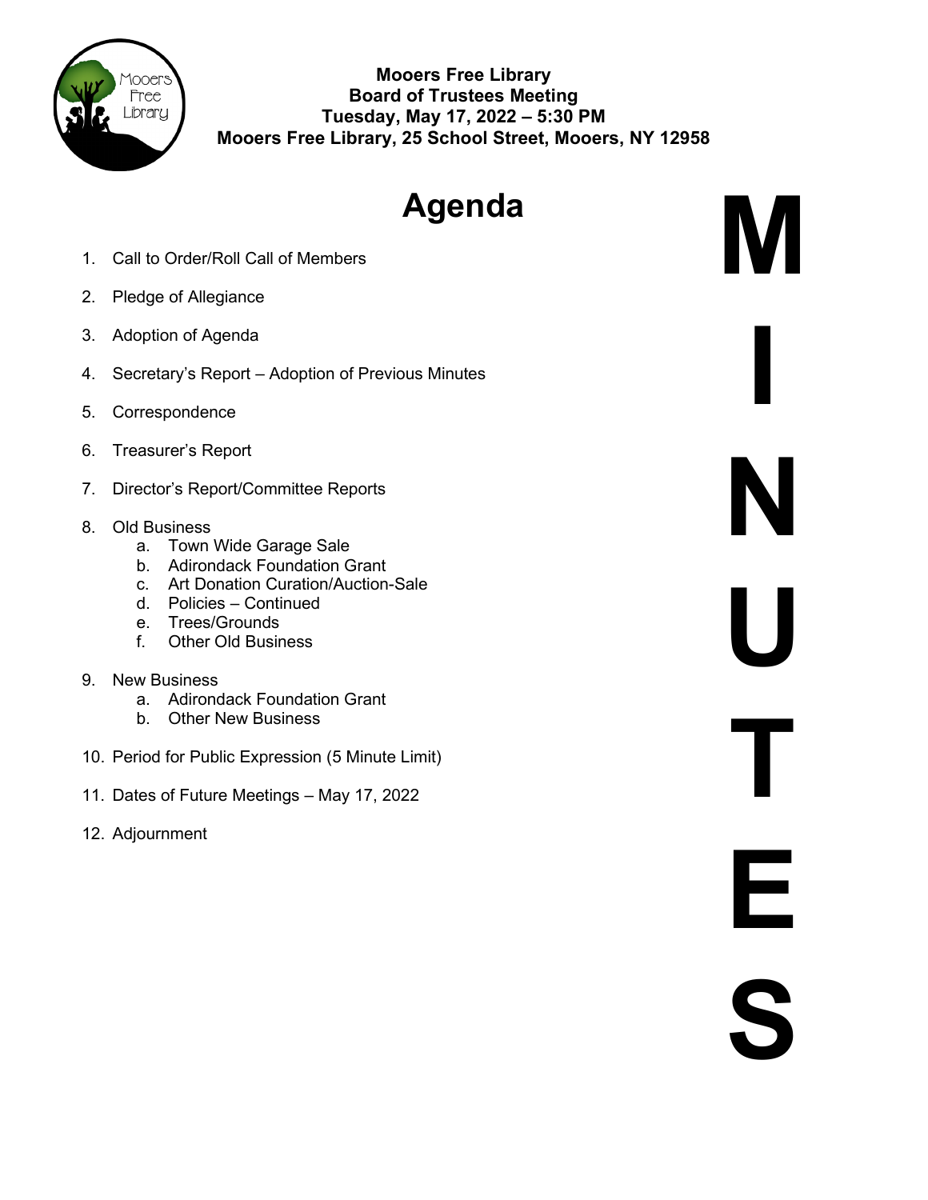**Mooers Free Library**
**Board of Trustees Meeting**
**Tuesday, May 17, 2022 – 5:30 PM**
**Mooers Free Library, 25 School Street, Mooers, NY 12958**

# Agenda

**MINUTES**

1. Call to Order/Roll Call of Members
2. Pledge of Allegiance
3. Adoption of Agenda
4. Secretary's Report – Adoption of Previous Minutes
5. Correspondence
6. Treasurer's Report
7. Director's Report/Committee Reports
8. Old Business
   a. Town Wide Garage Sale
   b. Adirondack Foundation Grant
   c. Art Donation Curation/Auction-Sale
   d. Policies – Continued
   e. Trees/Grounds
   f. Other Old Business
9. New Business
   a. Adirondack Foundation Grant
   b. Other New Business
10. Period for Public Expression (5 Minute Limit)
11. Dates of Future Meetings – May 17, 2022
12. Adjournment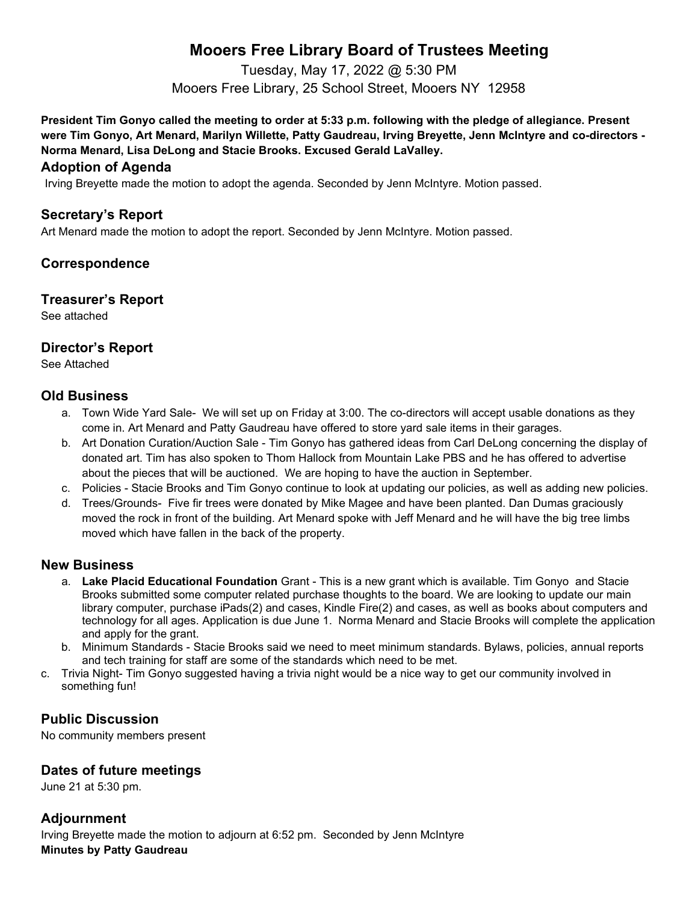# Mooers Free Library Board of Trustees Meeting

Tuesday, May 17, 2022 @ 5:30 PM
Mooers Free Library, 25 School Street, Mooers NY 12958

**President Tim Gonyo called the meeting to order at 5:33 p.m. following with the pledge of allegiance. Present were Tim Gonyo, Art Menard, Marilyn Willette, Patty Gaudreau, Irving Breyette, Jenn McIntyre and co-directors - Norma Menard, Lisa DeLong and Stacie Brooks. Excused Gerald LaValley.**

## Adoption of Agenda

Irving Breyette made the motion to adopt the agenda. Seconded by Jenn McIntyre. Motion passed.

## Secretary's Report

Art Menard made the motion to adopt the report. Seconded by Jenn McIntyre. Motion passed.

## Correspondence

## Treasurer's Report

See attached

## Director's Report

See Attached

## Old Business

a. Town Wide Yard Sale- We will set up on Friday at 3:00. The co-directors will accept usable donations as they come in. Art Menard and Patty Gaudreau have offered to store yard sale items in their garages.
b. Art Donation Curation/Auction Sale - Tim Gonyo has gathered ideas from Carl DeLong concerning the display of donated art. Tim has also spoken to Thom Hallock from Mountain Lake PBS and he has offered to advertise about the pieces that will be auctioned. We are hoping to have the auction in September.
c. Policies - Stacie Brooks and Tim Gonyo continue to look at updating our policies, as well as adding new policies.
d. Trees/Grounds- Five fir trees were donated by Mike Magee and have been planted. Dan Dumas graciously moved the rock in front of the building. Art Menard spoke with Jeff Menard and he will have the big tree limbs moved which have fallen in the back of the property.

## New Business

a. **Lake Placid Educational Foundation** Grant - This is a new grant which is available. Tim Gonyo and Stacie Brooks submitted some computer related purchase thoughts to the board. We are looking to update our main library computer, purchase iPads(2) and cases, Kindle Fire(2) and cases, as well as books about computers and technology for all ages. Application is due June 1. Norma Menard and Stacie Brooks will complete the application and apply for the grant.
b. Minimum Standards - Stacie Brooks said we need to meet minimum standards. Bylaws, policies, annual reports and tech training for staff are some of the standards which need to be met.
c. Trivia Night- Tim Gonyo suggested having a trivia night would be a nice way to get our community involved in something fun!

## Public Discussion

No community members present

## Dates of future meetings

June 21 at 5:30 pm.

## Adjournment

Irving Breyette made the motion to adjourn at 6:52 pm. Seconded by Jenn McIntyre

**Minutes by Patty Gaudreau**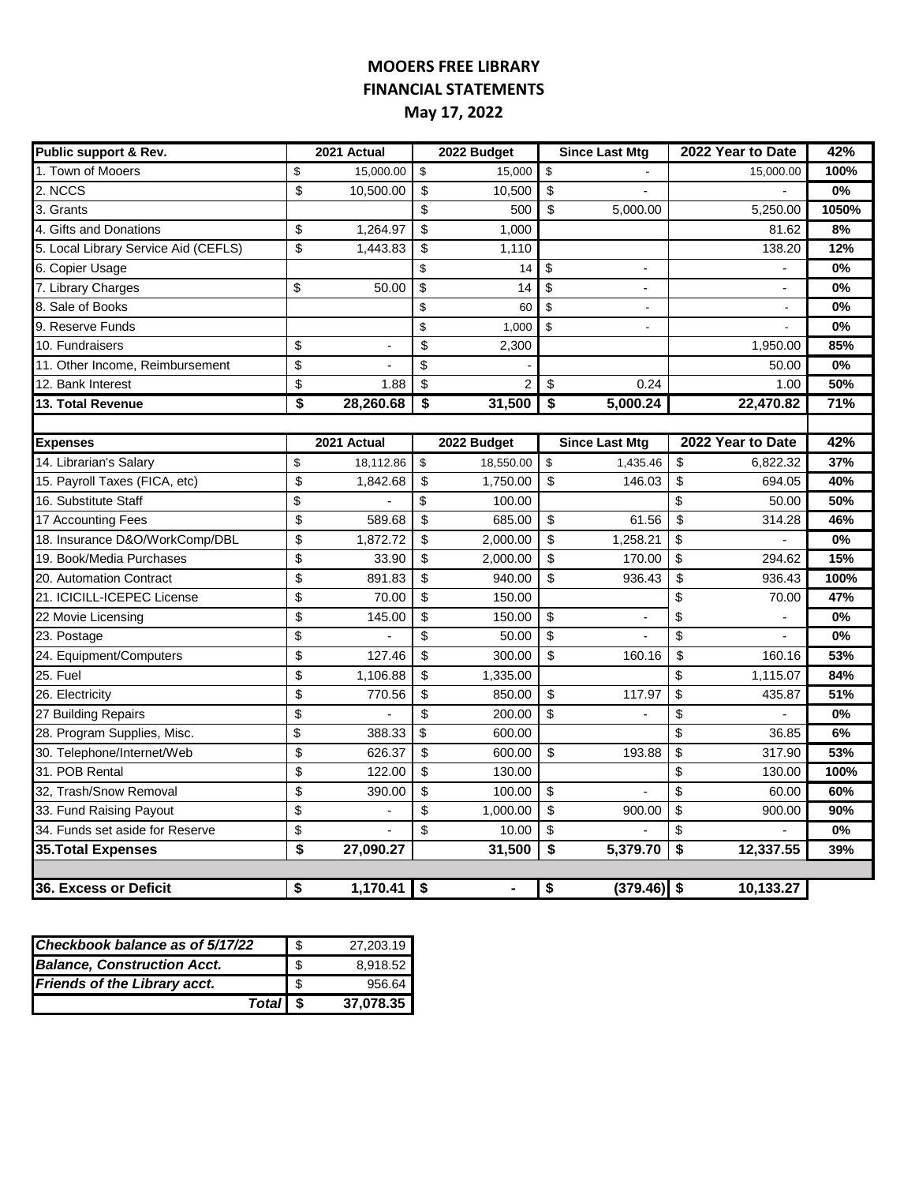**MOOERS FREE LIBRARY**
**FINANCIAL STATEMENTS**
**May 17, 2022**

| Public support & Rev. | 2021 Actual | 2022 Budget | Since Last Mtg | 2022 Year to Date | 42% |
|---|---|---|---|---|---|
| 1. Town of Mooers | $ 15,000.00 | $ 15,000 | $ - | 15,000.00 | 100% |
| 2. NCCS | $ 10,500.00 | $ 10,500 | $ - | - | 0% |
| 3. Grants | | $ 500 | $ 5,000.00 | 5,250.00 | 1050% |
| 4. Gifts and Donations | $ 1,264.97 | $ 1,000 | | 81.62 | 8% |
| 5. Local Library Service Aid (CEFLS) | $ 1,443.83 | $ 1,110 | | 138.20 | 12% |
| 6. Copier Usage | | $ 14 | $ - | - | 0% |
| 7. Library Charges | $ 50.00 | $ 14 | $ - | - | 0% |
| 8. Sale of Books | | $ 60 | $ - | - | 0% |
| 9. Reserve Funds | | $ 1,000 | $ - | - | 0% |
| 10. Fundraisers | $ - | $ 2,300 | | 1,950.00 | 85% |
| 11. Other Income, Reimbursement | $ - | $ - | | 50.00 | 0% |
| 12. Bank Interest | $ 1.88 | $ 2 | $ 0.24 | 1.00 | 50% |
| **13. Total Revenue** | **$ 28,260.68** | **$ 31,500** | **$ 5,000.24** | **22,470.82** | **71%** |

| Expenses | 2021 Actual | 2022 Budget | Since Last Mtg | 2022 Year to Date | 42% |
|---|---|---|---|---|---|
| 14. Librarian's Salary | $ 18,112.86 | $ 18,550.00 | $ 1,435.46 | $ 6,822.32 | 37% |
| 15. Payroll Taxes (FICA, etc) | $ 1,842.68 | $ 1,750.00 | $ 146.03 | $ 694.05 | 40% |
| 16. Substitute Staff | $ - | $ 100.00 | | $ 50.00 | 50% |
| 17 Accounting Fees | $ 589.68 | $ 685.00 | $ 61.56 | $ 314.28 | 46% |
| 18. Insurance D&O/WorkComp/DBL | $ 1,872.72 | $ 2,000.00 | $ 1,258.21 | $ - | 0% |
| 19. Book/Media Purchases | $ 33.90 | $ 2,000.00 | $ 170.00 | $ 294.62 | 15% |
| 20. Automation Contract | $ 891.83 | $ 940.00 | $ 936.43 | $ 936.43 | 100% |
| 21. ICICILL-ICEPEC License | $ 70.00 | $ 150.00 | | $ 70.00 | 47% |
| 22 Movie Licensing | $ 145.00 | $ 150.00 | $ - | $ - | 0% |
| 23. Postage | $ - | $ 50.00 | $ - | $ - | 0% |
| 24. Equipment/Computers | $ 127.46 | $ 300.00 | $ 160.16 | $ 160.16 | 53% |
| 25. Fuel | $ 1,106.88 | $ 1,335.00 | | $ 1,115.07 | 84% |
| 26. Electricity | $ 770.56 | $ 850.00 | $ 117.97 | $ 435.87 | 51% |
| 27 Building Repairs | $ - | $ 200.00 | $ - | $ - | 0% |
| 28. Program Supplies, Misc. | $ 388.33 | $ 600.00 | | $ 36.85 | 6% |
| 30. Telephone/Internet/Web | $ 626.37 | $ 600.00 | $ 193.88 | $ 317.90 | 53% |
| 31. POB Rental | $ 122.00 | $ 130.00 | | $ 130.00 | 100% |
| 32, Trash/Snow Removal | $ 390.00 | $ 100.00 | $ - | $ 60.00 | 60% |
| 33. Fund Raising Payout | $ - | $ 1,000.00 | $ 900.00 | $ 900.00 | 90% |
| 34. Funds set aside for Reserve | $ - | $ 10.00 | $ - | $ - | 0% |
| **35.Total Expenses** | **$ 27,090.27** | **31,500** | **$ 5,379.70** | **$ 12,337.55** | **39%** |
| | | | | | |
| **36. Excess or Deficit** | **$ 1,170.41** | **$ -** | **$ (379.46)** | **$ 10,133.27** | |

| | |
|---|---|
| ***Checkbook balance as of 5/17/22*** | $ 27,203.19 |
| ***Balance, Construction Acct.*** | $ 8,918.52 |
| ***Friends of the Library acct.*** | $ 956.64 |
| ***Total*** | **$ 37,078.35** |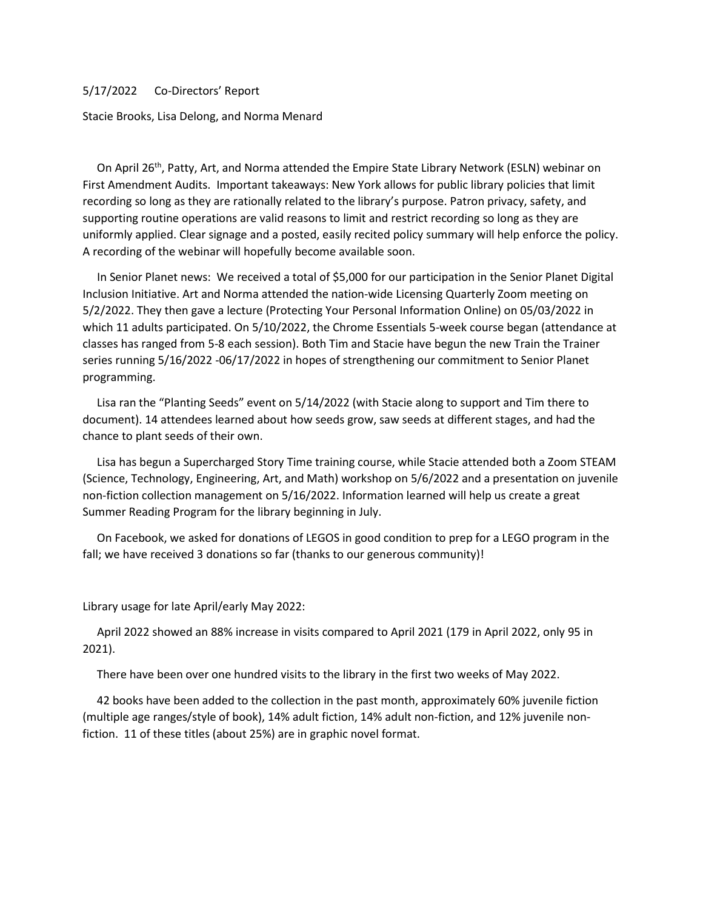5/17/2022 Co-Directors' Report

Stacie Brooks, Lisa Delong, and Norma Menard

On April 26th, Patty, Art, and Norma attended the Empire State Library Network (ESLN) webinar on First Amendment Audits. Important takeaways: New York allows for public library policies that limit recording so long as they are rationally related to the library's purpose. Patron privacy, safety, and supporting routine operations are valid reasons to limit and restrict recording so long as they are uniformly applied. Clear signage and a posted, easily recited policy summary will help enforce the policy. A recording of the webinar will hopefully become available soon.

In Senior Planet news: We received a total of $5,000 for our participation in the Senior Planet Digital Inclusion Initiative. Art and Norma attended the nation-wide Licensing Quarterly Zoom meeting on 5/2/2022. They then gave a lecture (Protecting Your Personal Information Online) on 05/03/2022 in which 11 adults participated. On 5/10/2022, the Chrome Essentials 5-week course began (attendance at classes has ranged from 5-8 each session). Both Tim and Stacie have begun the new Train the Trainer series running 5/16/2022 -06/17/2022 in hopes of strengthening our commitment to Senior Planet programming.

Lisa ran the "Planting Seeds" event on 5/14/2022 (with Stacie along to support and Tim there to document). 14 attendees learned about how seeds grow, saw seeds at different stages, and had the chance to plant seeds of their own.

Lisa has begun a Supercharged Story Time training course, while Stacie attended both a Zoom STEAM (Science, Technology, Engineering, Art, and Math) workshop on 5/6/2022 and a presentation on juvenile non-fiction collection management on 5/16/2022. Information learned will help us create a great Summer Reading Program for the library beginning in July.

On Facebook, we asked for donations of LEGOS in good condition to prep for a LEGO program in the fall; we have received 3 donations so far (thanks to our generous community)!

Library usage for late April/early May 2022:

April 2022 showed an 88% increase in visits compared to April 2021 (179 in April 2022, only 95 in 2021).

There have been over one hundred visits to the library in the first two weeks of May 2022.

42 books have been added to the collection in the past month, approximately 60% juvenile fiction (multiple age ranges/style of book), 14% adult fiction, 14% adult non-fiction, and 12% juvenile non-fiction. 11 of these titles (about 25%) are in graphic novel format.